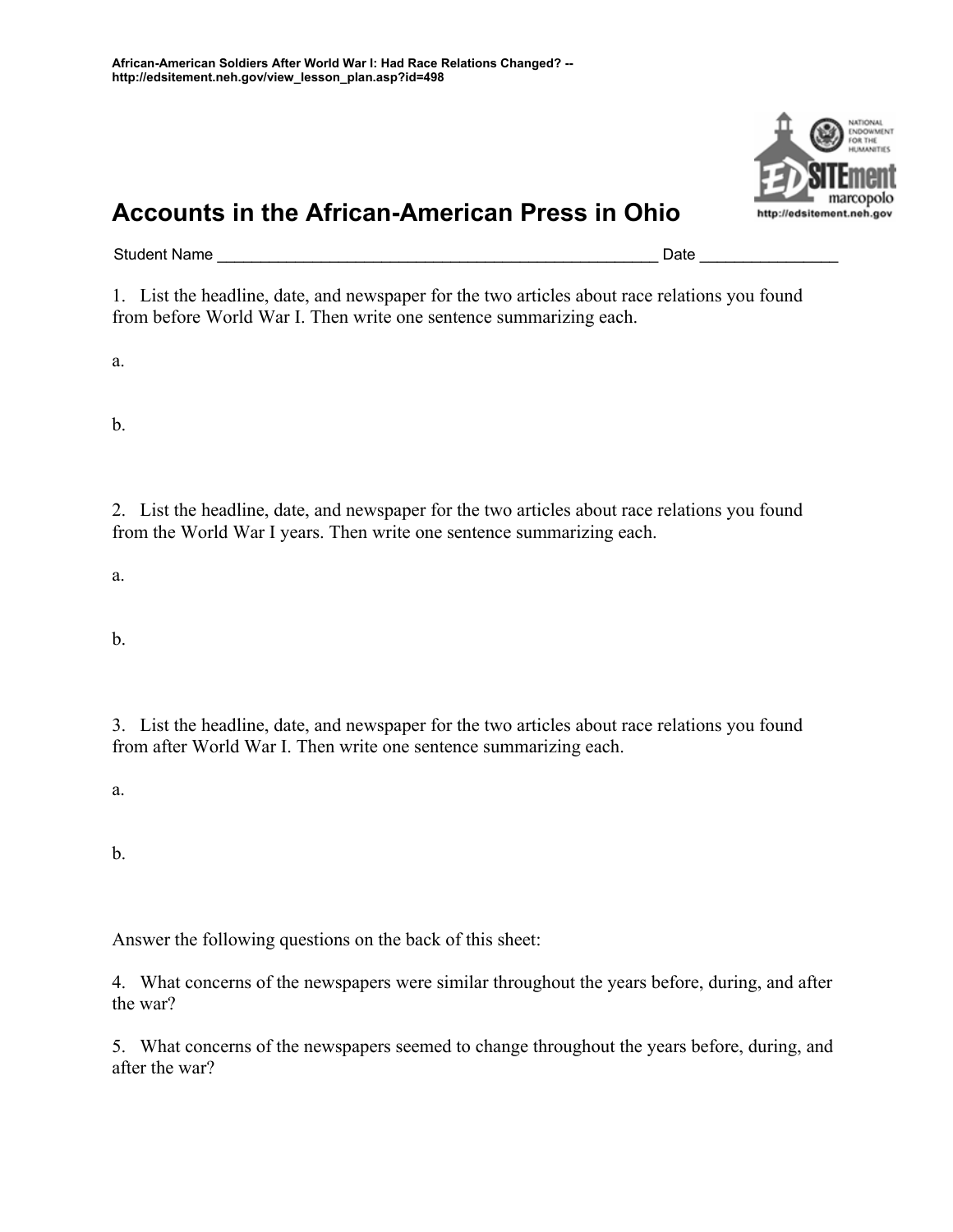African-American Soldiers After World War I: Had Race Relations Changed? --
http://edsitement.neh.gov/view_lesson_plan.asp?id=498

# Accounts in the African-American Press in Ohio

Student Name ____________________________________________________ Date ________________

1. List the headline, date, and newspaper for the two articles about race relations you found from before World War I. Then write one sentence summarizing each.

a.

b.

2. List the headline, date, and newspaper for the two articles about race relations you found from the World War I years. Then write one sentence summarizing each.

a.

b.

3. List the headline, date, and newspaper for the two articles about race relations you found from after World War I. Then write one sentence summarizing each.

a.

b.

Answer the following questions on the back of this sheet:

4. What concerns of the newspapers were similar throughout the years before, during, and after the war?

5. What concerns of the newspapers seemed to change throughout the years before, during, and after the war?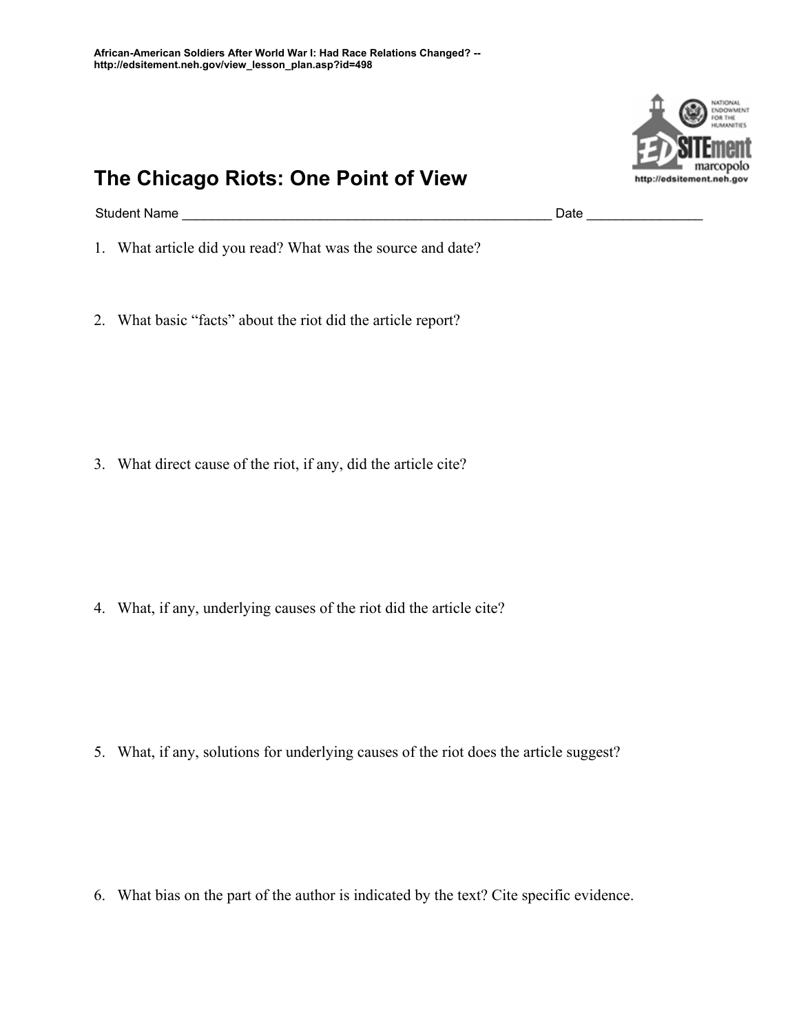African-American Soldiers After World War I: Had Race Relations Changed? -- http://edsitement.neh.gov/view_lesson_plan.asp?id=498

# The Chicago Riots: One Point of View

Student Name ________________________________________________ Date _______________

1. What article did you read? What was the source and date?

2. What basic "facts" about the riot did the article report?

3. What direct cause of the riot, if any, did the article cite?

4. What, if any, underlying causes of the riot did the article cite?

5. What, if any, solutions for underlying causes of the riot does the article suggest?

6. What bias on the part of the author is indicated by the text? Cite specific evidence.